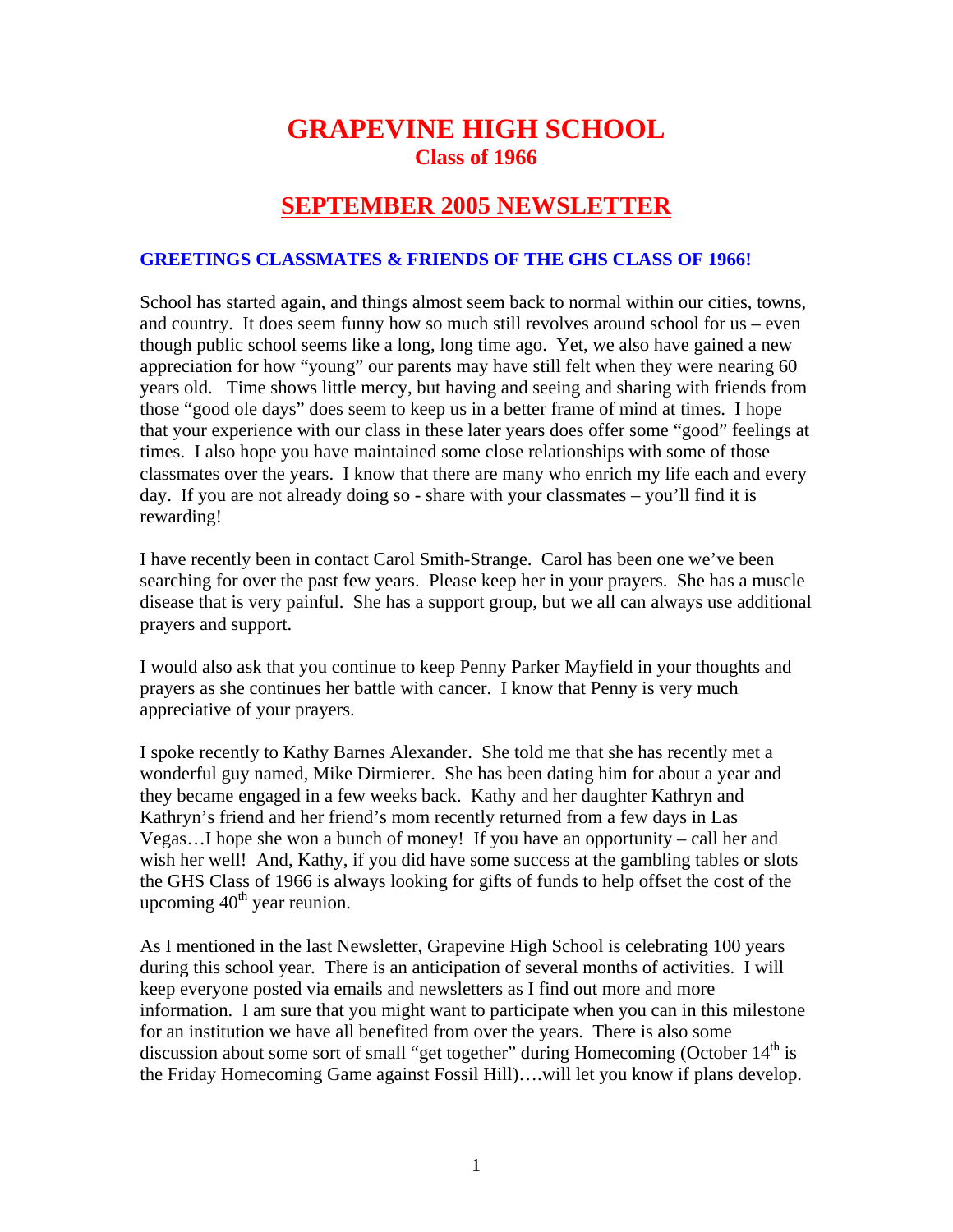# GRAPEVINE HIGH SCHOOL

## Class of 1966

## SEPTEMBER 2005 NEWSLETTER

**GREETINGS CLASSMATES & FRIENDS OF THE GHS CLASS OF 1966!**

School has started again, and things almost seem back to normal within our cities, towns, and country. It does seem funny how so much still revolves around school for us – even though public school seems like a long, long time ago. Yet, we also have gained a new appreciation for how "young" our parents may have still felt when they were nearing 60 years old. Time shows little mercy, but having and seeing and sharing with friends from those "good ole days" does seem to keep us in a better frame of mind at times. I hope that your experience with our class in these later years does offer some "good" feelings at times. I also hope you have maintained some close relationships with some of those classmates over the years. I know that there are many who enrich my life each and every day. If you are not already doing so - share with your classmates – you'll find it is rewarding!

I have recently been in contact Carol Smith-Strange. Carol has been one we've been searching for over the past few years. Please keep her in your prayers. She has a muscle disease that is very painful. She has a support group, but we all can always use additional prayers and support.

I would also ask that you continue to keep Penny Parker Mayfield in your thoughts and prayers as she continues her battle with cancer. I know that Penny is very much appreciative of your prayers.

I spoke recently to Kathy Barnes Alexander. She told me that she has recently met a wonderful guy named, Mike Dirmierer. She has been dating him for about a year and they became engaged in a few weeks back. Kathy and her daughter Kathryn and Kathryn's friend and her friend's mom recently returned from a few days in Las Vegas…I hope she won a bunch of money! If you have an opportunity – call her and wish her well! And, Kathy, if you did have some success at the gambling tables or slots the GHS Class of 1966 is always looking for gifts of funds to help offset the cost of the upcoming 40th year reunion.

As I mentioned in the last Newsletter, Grapevine High School is celebrating 100 years during this school year. There is an anticipation of several months of activities. I will keep everyone posted via emails and newsletters as I find out more and more information. I am sure that you might want to participate when you can in this milestone for an institution we have all benefited from over the years. There is also some discussion about some sort of small "get together" during Homecoming (October 14th is the Friday Homecoming Game against Fossil Hill)….will let you know if plans develop.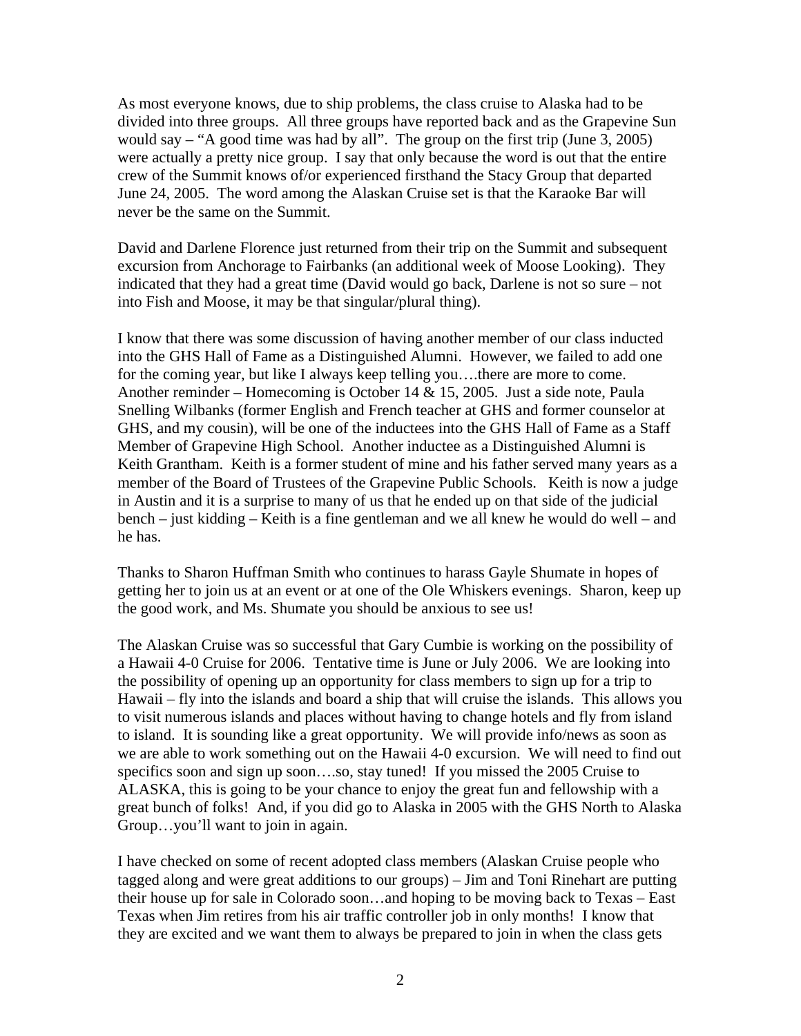As most everyone knows, due to ship problems, the class cruise to Alaska had to be divided into three groups. All three groups have reported back and as the Grapevine Sun would say – "A good time was had by all". The group on the first trip (June 3, 2005) were actually a pretty nice group. I say that only because the word is out that the entire crew of the Summit knows of/or experienced firsthand the Stacy Group that departed June 24, 2005. The word among the Alaskan Cruise set is that the Karaoke Bar will never be the same on the Summit.

David and Darlene Florence just returned from their trip on the Summit and subsequent excursion from Anchorage to Fairbanks (an additional week of Moose Looking). They indicated that they had a great time (David would go back, Darlene is not so sure – not into Fish and Moose, it may be that singular/plural thing).

I know that there was some discussion of having another member of our class inducted into the GHS Hall of Fame as a Distinguished Alumni. However, we failed to add one for the coming year, but like I always keep telling you….there are more to come. Another reminder – Homecoming is October 14 & 15, 2005. Just a side note, Paula Snelling Wilbanks (former English and French teacher at GHS and former counselor at GHS, and my cousin), will be one of the inductees into the GHS Hall of Fame as a Staff Member of Grapevine High School. Another inductee as a Distinguished Alumni is Keith Grantham. Keith is a former student of mine and his father served many years as a member of the Board of Trustees of the Grapevine Public Schools. Keith is now a judge in Austin and it is a surprise to many of us that he ended up on that side of the judicial bench – just kidding – Keith is a fine gentleman and we all knew he would do well – and he has.

Thanks to Sharon Huffman Smith who continues to harass Gayle Shumate in hopes of getting her to join us at an event or at one of the Ole Whiskers evenings. Sharon, keep up the good work, and Ms. Shumate you should be anxious to see us!

The Alaskan Cruise was so successful that Gary Cumbie is working on the possibility of a Hawaii 4-0 Cruise for 2006. Tentative time is June or July 2006. We are looking into the possibility of opening up an opportunity for class members to sign up for a trip to Hawaii – fly into the islands and board a ship that will cruise the islands. This allows you to visit numerous islands and places without having to change hotels and fly from island to island. It is sounding like a great opportunity. We will provide info/news as soon as we are able to work something out on the Hawaii 4-0 excursion. We will need to find out specifics soon and sign up soon….so, stay tuned! If you missed the 2005 Cruise to ALASKA, this is going to be your chance to enjoy the great fun and fellowship with a great bunch of folks! And, if you did go to Alaska in 2005 with the GHS North to Alaska Group…you'll want to join in again.

I have checked on some of recent adopted class members (Alaskan Cruise people who tagged along and were great additions to our groups) – Jim and Toni Rinehart are putting their house up for sale in Colorado soon…and hoping to be moving back to Texas – East Texas when Jim retires from his air traffic controller job in only months! I know that they are excited and we want them to always be prepared to join in when the class gets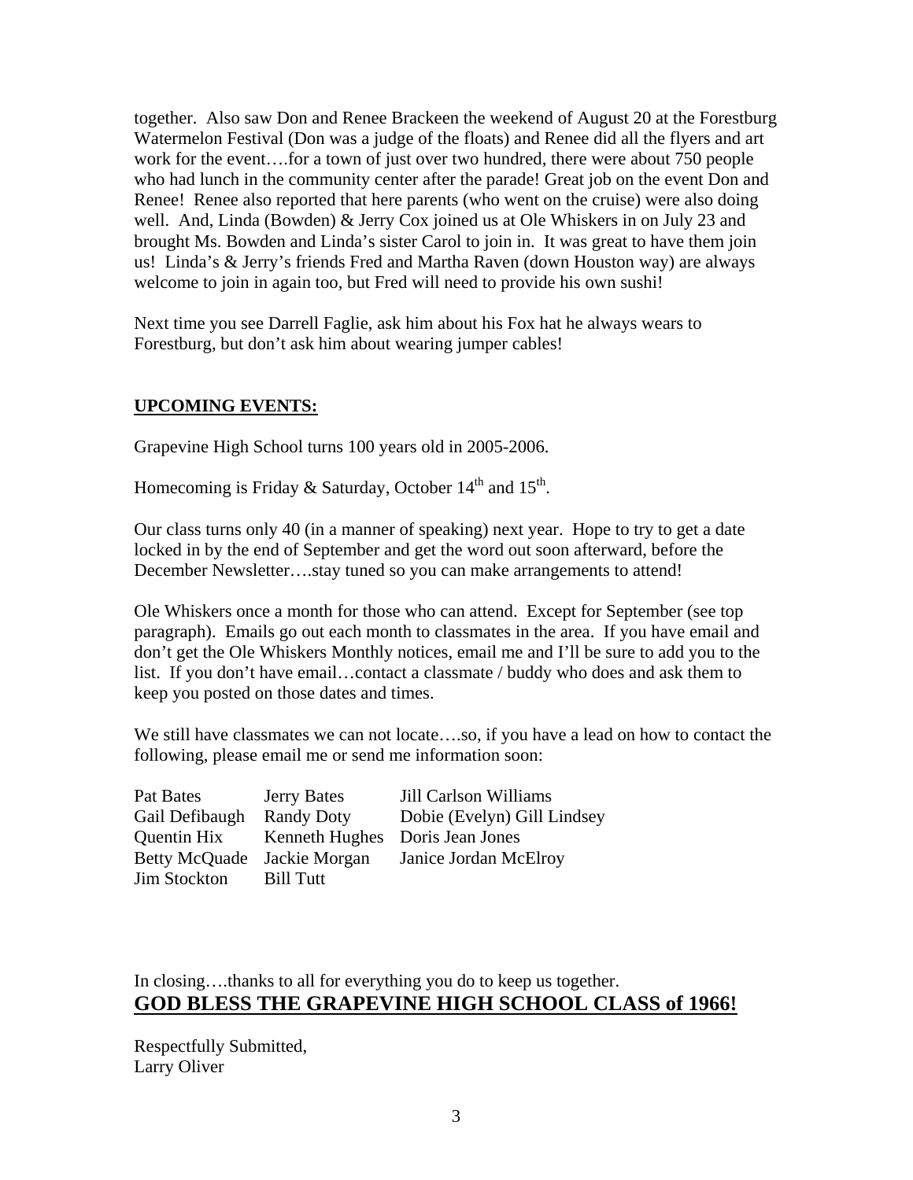together. Also saw Don and Renee Brackeen the weekend of August 20 at the Forestburg Watermelon Festival (Don was a judge of the floats) and Renee did all the flyers and art work for the event….for a town of just over two hundred, there were about 750 people who had lunch in the community center after the parade! Great job on the event Don and Renee! Renee also reported that here parents (who went on the cruise) were also doing well. And, Linda (Bowden) & Jerry Cox joined us at Ole Whiskers in on July 23 and brought Ms. Bowden and Linda's sister Carol to join in. It was great to have them join us! Linda's & Jerry's friends Fred and Martha Raven (down Houston way) are always welcome to join in again too, but Fred will need to provide his own sushi!

Next time you see Darrell Faglie, ask him about his Fox hat he always wears to Forestburg, but don't ask him about wearing jumper cables!

**UPCOMING EVENTS:**

Grapevine High School turns 100 years old in 2005-2006.

Homecoming is Friday & Saturday, October 14th and 15th.

Our class turns only 40 (in a manner of speaking) next year. Hope to try to get a date locked in by the end of September and get the word out soon afterward, before the December Newsletter….stay tuned so you can make arrangements to attend!

Ole Whiskers once a month for those who can attend. Except for September (see top paragraph). Emails go out each month to classmates in the area. If you have email and don't get the Ole Whiskers Monthly notices, email me and I'll be sure to add you to the list. If you don't have email…contact a classmate / buddy who does and ask them to keep you posted on those dates and times.

We still have classmates we can not locate….so, if you have a lead on how to contact the following, please email me or send me information soon:

| | | |
|---|---|---|
| Pat Bates | Jerry Bates | Jill Carlson Williams |
| Gail Defibaugh | Randy Doty | Dobie (Evelyn) Gill Lindsey |
| Quentin Hix | Kenneth Hughes | Doris Jean Jones |
| Betty McQuade | Jackie Morgan | Janice Jordan McElroy |
| Jim Stockton | Bill Tutt | |

In closing….thanks to all for everything you do to keep us together.

**GOD BLESS THE GRAPEVINE HIGH SCHOOL CLASS of 1966!**

Respectfully Submitted,
Larry Oliver